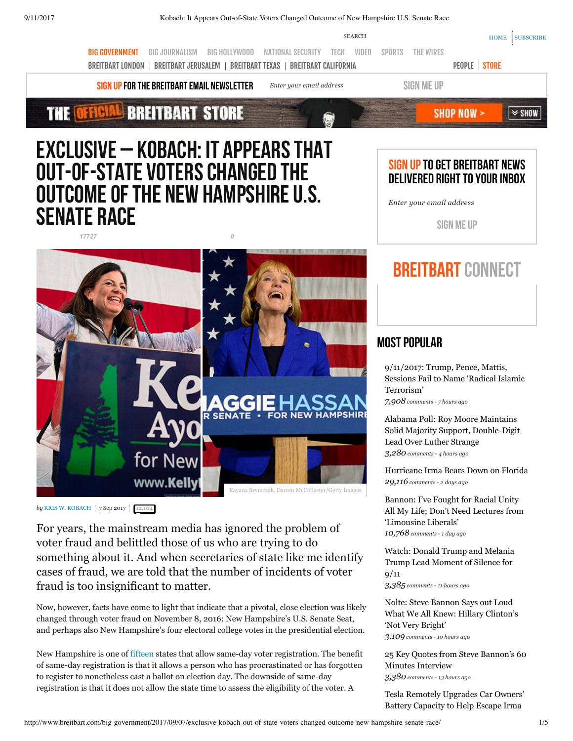# EXCLUSIVE – KOBACH: IT APPEARS THAT OUT-OF-STATE VOTERS CHANGED THE OUTCOME OF THE NEW HAMPSHIRE U.S. SENATE RACE

Kayana Szymczak, Darren McCollester/Getty Images

*by* KRIS W. KOBACH | 7 Sep 2017

For years, the mainstream media has ignored the problem of voter fraud and belittled those of us who are trying to do something about it. And when secretaries of state like me identify cases of fraud, we are told that the number of incidents of voter fraud is too insignificant to matter.

Now, however, facts have come to light that indicate that a pivotal, close election was likely changed through voter fraud on November 8, 2016: New Hampshire's U.S. Senate Seat, and perhaps also New Hampshire's four electoral college votes in the presidential election.

New Hampshire is one of fifteen states that allow same-day voter registration. The benefit of same-day registration is that it allows a person who has procrastinated or has forgotten to register to nonetheless cast a ballot on election day. The downside of same-day registration is that it does not allow the state time to assess the eligibility of the voter. A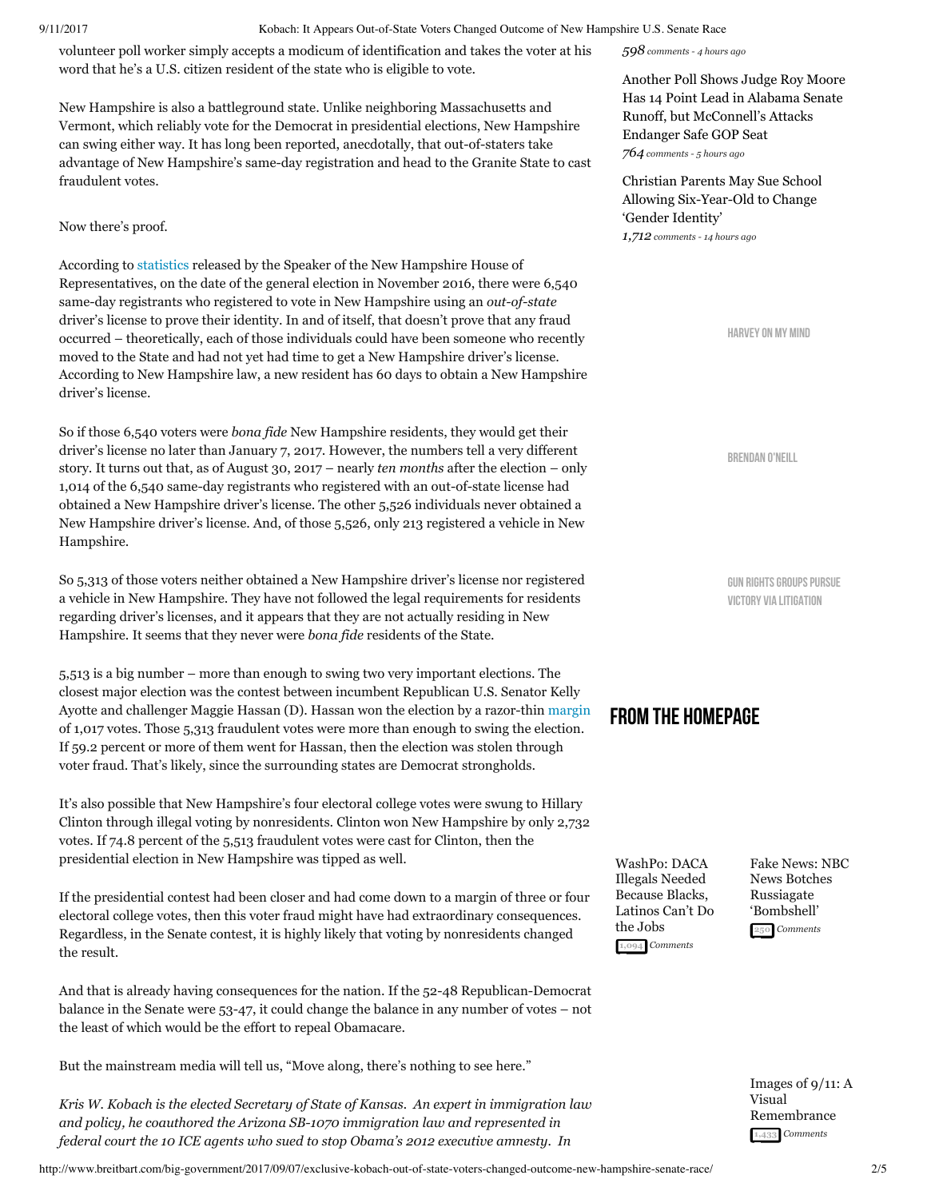volunteer poll worker simply accepts a modicum of identification and takes the voter at his word that he's a U.S. citizen resident of the state who is eligible to vote.

New Hampshire is also a battleground state. Unlike neighboring Massachusetts and Vermont, which reliably vote for the Democrat in presidential elections, New Hampshire can swing either way. It has long been reported, anecdotally, that out-of-staters take advantage of New Hampshire's same-day registration and head to the Granite State to cast fraudulent votes.

Now there's proof.

According to statistics released by the Speaker of the New Hampshire House of Representatives, on the date of the general election in November 2016, there were 6,540 same-day registrants who registered to vote in New Hampshire using an *out-of-state* driver's license to prove their identity. In and of itself, that doesn't prove that any fraud occurred – theoretically, each of those individuals could have been someone who recently moved to the State and had not yet had time to get a New Hampshire driver's license. According to New Hampshire law, a new resident has 60 days to obtain a New Hampshire driver's license.

So if those 6,540 voters were *bona fide* New Hampshire residents, they would get their driver's license no later than January 7, 2017. However, the numbers tell a very different story. It turns out that, as of August 30, 2017 – nearly *ten months* after the election – only 1,014 of the 6,540 same-day registrants who registered with an out-of-state license had obtained a New Hampshire driver's license. The other 5,526 individuals never obtained a New Hampshire driver's license. And, of those 5,526, only 213 registered a vehicle in New Hampshire.

So 5,313 of those voters neither obtained a New Hampshire driver's license nor registered a vehicle in New Hampshire. They have not followed the legal requirements for residents regarding driver's licenses, and it appears that they are not actually residing in New Hampshire. It seems that they never were *bona fide* residents of the State.

5,513 is a big number – more than enough to swing two very important elections. The closest major election was the contest between incumbent Republican U.S. Senator Kelly Ayotte and challenger Maggie Hassan (D). Hassan won the election by a razor-thin margin of 1,017 votes. Those 5,313 fraudulent votes were more than enough to swing the election. If 59.2 percent or more of them went for Hassan, then the election was stolen through voter fraud. That's likely, since the surrounding states are Democrat strongholds.

It's also possible that New Hampshire's four electoral college votes were swung to Hillary Clinton through illegal voting by nonresidents. Clinton won New Hampshire by only 2,732 votes. If 74.8 percent of the 5,513 fraudulent votes were cast for Clinton, then the presidential election in New Hampshire was tipped as well.

If the presidential contest had been closer and had come down to a margin of three or four electoral college votes, then this voter fraud might have had extraordinary consequences. Regardless, in the Senate contest, it is highly likely that voting by nonresidents changed the result.

And that is already having consequences for the nation. If the 52-48 Republican-Democrat balance in the Senate were 53-47, it could change the balance in any number of votes – not the least of which would be the effort to repeal Obamacare.

But the mainstream media will tell us, "Move along, there's nothing to see here."

*Kris W. Kobach is the elected Secretary of State of Kansas. An expert in immigration law and policy, he coauthored the Arizona SB-1070 immigration law and represented in federal court the 10 ICE agents who sued to stop Obama's 2012 executive amnesty. In*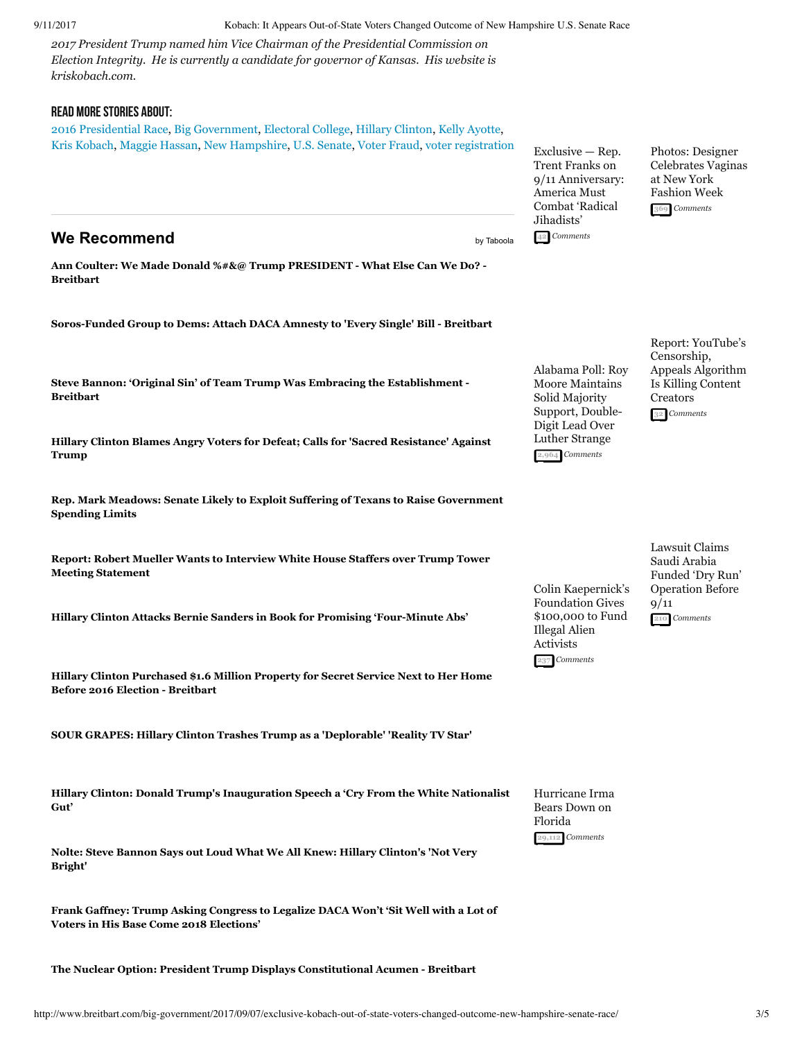*2017 President Trump named him Vice Chairman of the Presidential Commission on Election Integrity. He is currently a candidate for governor of Kansas. His website is kriskobach.com.*

## READ MORE STORIES ABOUT:

2016 Presidential Race, Big Government, Electoral College, Hillary Clinton, Kelly Ayotte, Kris Kobach, Maggie Hassan, New Hampshire, U.S. Senate, Voter Fraud, voter registration

## We Recommend

by Taboola

**Ann Coulter: We Made Donald %#&@ Trump PRESIDENT - What Else Can We Do? - Breitbart**

**Soros-Funded Group to Dems: Attach DACA Amnesty to 'Every Single' Bill - Breitbart**

**Steve Bannon: 'Original Sin' of Team Trump Was Embracing the Establishment - Breitbart**

**Hillary Clinton Blames Angry Voters for Defeat; Calls for 'Sacred Resistance' Against Trump**

**Rep. Mark Meadows: Senate Likely to Exploit Suffering of Texans to Raise Government Spending Limits**

**Report: Robert Mueller Wants to Interview White House Staffers over Trump Tower Meeting Statement**

**Hillary Clinton Attacks Bernie Sanders in Book for Promising 'Four-Minute Abs'**

**Hillary Clinton Purchased $1.6 Million Property for Secret Service Next to Her Home Before 2016 Election - Breitbart**

**SOUR GRAPES: Hillary Clinton Trashes Trump as a 'Deplorable' 'Reality TV Star'**

**Hillary Clinton: Donald Trump's Inauguration Speech a 'Cry From the White Nationalist Gut'**

**Nolte: Steve Bannon Says out Loud What We All Knew: Hillary Clinton's 'Not Very Bright'**

**Frank Gaffney: Trump Asking Congress to Legalize DACA Won't 'Sit Well with a Lot of Voters in His Base Come 2018 Elections'**

**The Nuclear Option: President Trump Displays Constitutional Acumen - Breitbart**

Exclusive — Rep. Trent Franks on 9/11 Anniversary: America Must Combat 'Radical Jihadists'
42 *Comments*

Photos: Designer Celebrates Vaginas at New York Fashion Week
369 *Comments*

Alabama Poll: Roy Moore Maintains Solid Majority Support, Double-Digit Lead Over Luther Strange
2,964 *Comments*

Report: YouTube's Censorship, Appeals Algorithm Is Killing Content Creators
32 *Comments*

Colin Kaepernick's Foundation Gives $100,000 to Fund Illegal Alien Activists
237 *Comments*

Lawsuit Claims Saudi Arabia Funded 'Dry Run' Operation Before 9/11
210 *Comments*

Hurricane Irma Bears Down on Florida
29,112 *Comments*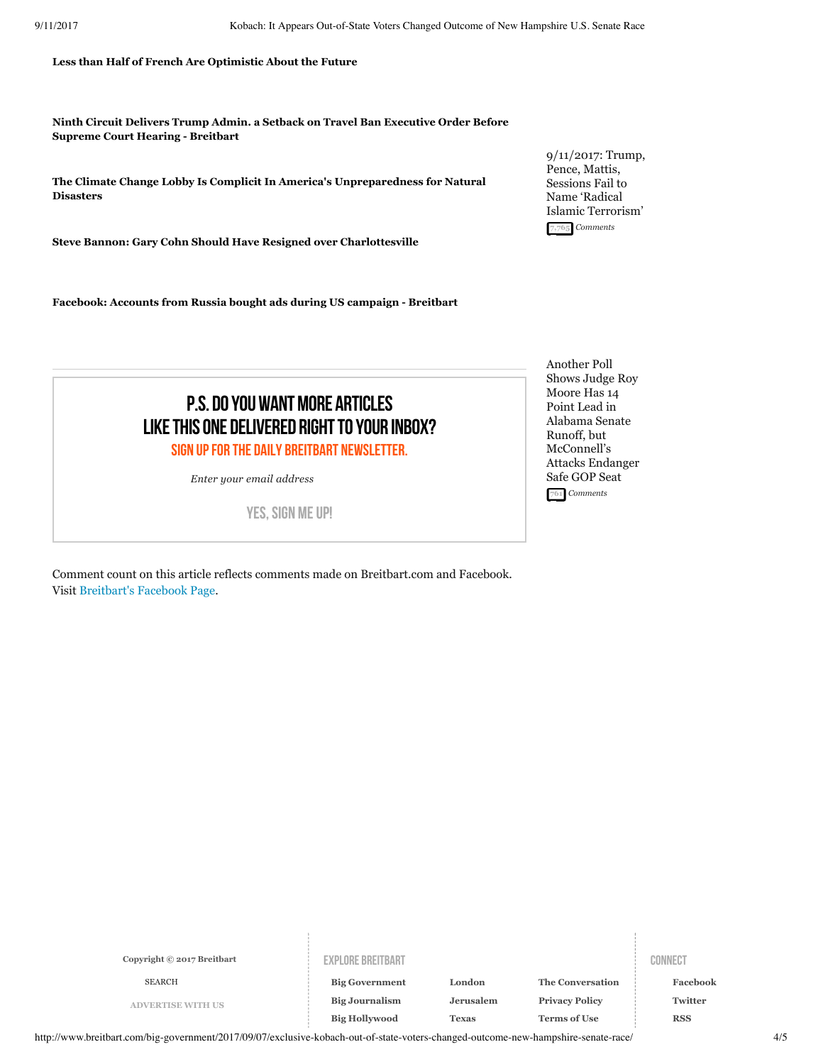**Less than Half of French Are Optimistic About the Future**

**Ninth Circuit Delivers Trump Admin. a Setback on Travel Ban Executive Order Before Supreme Court Hearing - Breitbart**

**The Climate Change Lobby Is Complicit In America's Unpreparedness for Natural Disasters**

**Steve Bannon: Gary Cohn Should Have Resigned over Charlottesville**

**Facebook: Accounts from Russia bought ads during US campaign - Breitbart**

9/11/2017: Trump, Pence, Mattis, Sessions Fail to Name 'Radical Islamic Terrorism'

7,765 *Comments*

Another Poll Shows Judge Roy Moore Has 14 Point Lead in Alabama Senate Runoff, but McConnell's Attacks Endanger Safe GOP Seat

761 *Comments*

## P.S. DO YOU WANT MORE ARTICLES LIKE THIS ONE DELIVERED RIGHT TO YOUR INBOX?

### SIGN UP FOR THE DAILY BREITBART NEWSLETTER.

*Enter your email address*

YES, SIGN ME UP!

Comment count on this article reflects comments made on Breitbart.com and Facebook. Visit Breitbart's Facebook Page.

**Copyright © 2017 Breitbart**

SEARCH

ADVERTISE WITH US

EXPLORE BREITBART

**Big Government** **London** **The Conversation**
**Big Journalism** **Jerusalem** **Privacy Policy**
**Big Hollywood** **Texas** **Terms of Use**

CONNECT

**Facebook**
**Twitter**
**RSS**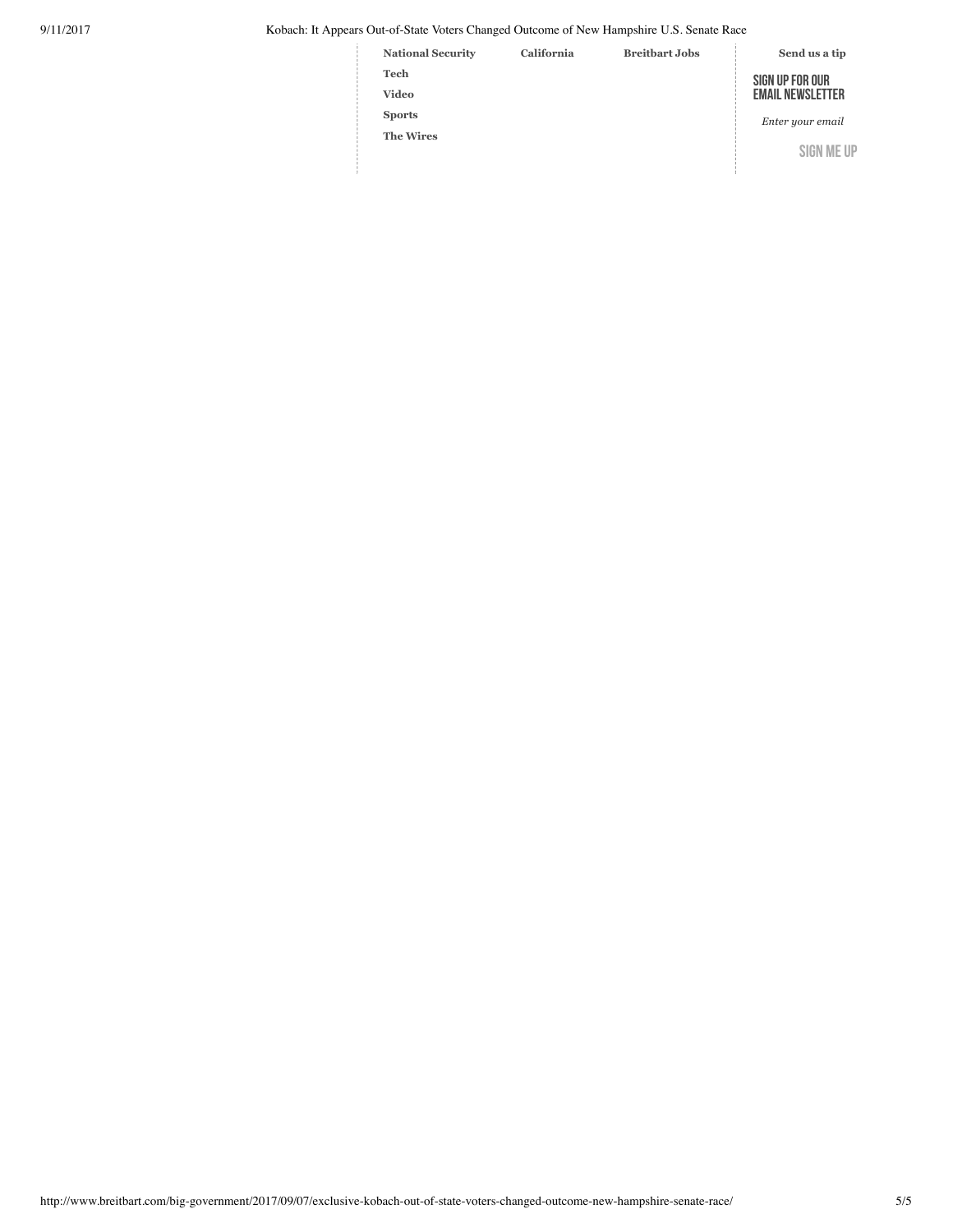National Security

Tech

Video

Sports

The Wires

California

Breitbart Jobs

Send us a tip

**SIGN UP FOR OUR EMAIL NEWSLETTER**

*Enter your email*

SIGN ME UP